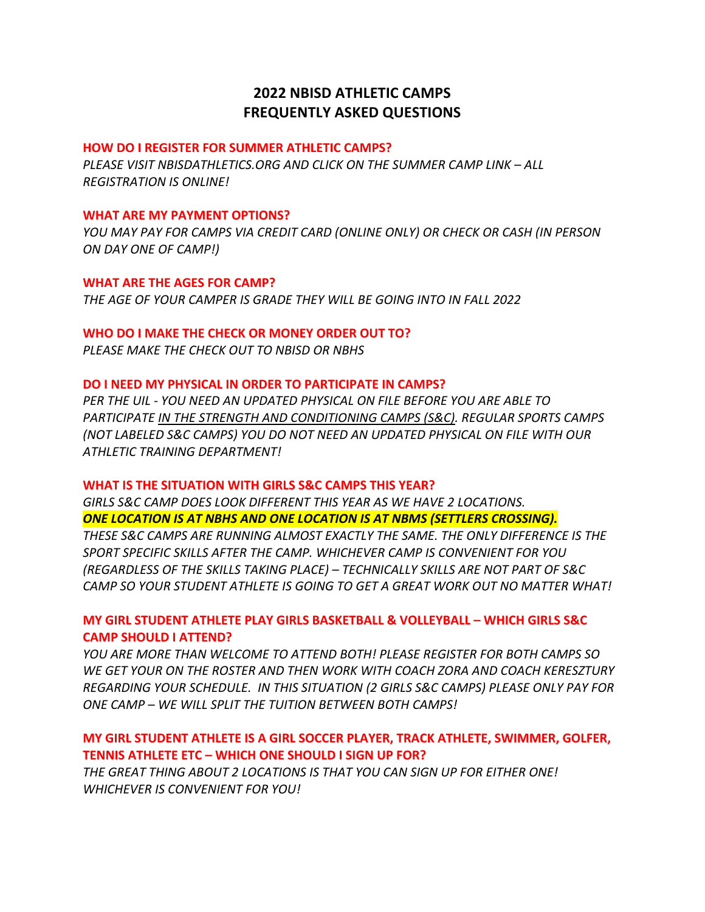# 2022 NBISD ATHLETIC CAMPS
# FREQUENTLY ASKED QUESTIONS

**HOW DO I REGISTER FOR SUMMER ATHLETIC CAMPS?**

*PLEASE VISIT NBISDATHLETICS.ORG AND CLICK ON THE SUMMER CAMP LINK – ALL REGISTRATION IS ONLINE!*

**WHAT ARE MY PAYMENT OPTIONS?**

*YOU MAY PAY FOR CAMPS VIA CREDIT CARD (ONLINE ONLY) OR CHECK OR CASH (IN PERSON ON DAY ONE OF CAMP!)*

**WHAT ARE THE AGES FOR CAMP?**

*THE AGE OF YOUR CAMPER IS GRADE THEY WILL BE GOING INTO IN FALL 2022*

**WHO DO I MAKE THE CHECK OR MONEY ORDER OUT TO?**

*PLEASE MAKE THE CHECK OUT TO NBISD OR NBHS*

**DO I NEED MY PHYSICAL IN ORDER TO PARTICIPATE IN CAMPS?**

*PER THE UIL - YOU NEED AN UPDATED PHYSICAL ON FILE BEFORE YOU ARE ABLE TO PARTICIPATE IN THE STRENGTH AND CONDITIONING CAMPS (S&C). REGULAR SPORTS CAMPS (NOT LABELED S&C CAMPS) YOU DO NOT NEED AN UPDATED PHYSICAL ON FILE WITH OUR ATHLETIC TRAINING DEPARTMENT!*

**WHAT IS THE SITUATION WITH GIRLS S&C CAMPS THIS YEAR?**

*GIRLS S&C CAMP DOES LOOK DIFFERENT THIS YEAR AS WE HAVE 2 LOCATIONS.*
***ONE LOCATION IS AT NBHS AND ONE LOCATION IS AT NBMS (SETTLERS CROSSING).***
*THESE S&C CAMPS ARE RUNNING ALMOST EXACTLY THE SAME. THE ONLY DIFFERENCE IS THE SPORT SPECIFIC SKILLS AFTER THE CAMP. WHICHEVER CAMP IS CONVENIENT FOR YOU (REGARDLESS OF THE SKILLS TAKING PLACE) – TECHNICALLY SKILLS ARE NOT PART OF S&C CAMP SO YOUR STUDENT ATHLETE IS GOING TO GET A GREAT WORK OUT NO MATTER WHAT!*

**MY GIRL STUDENT ATHLETE PLAY GIRLS BASKETBALL & VOLLEYBALL – WHICH GIRLS S&C CAMP SHOULD I ATTEND?**

*YOU ARE MORE THAN WELCOME TO ATTEND BOTH! PLEASE REGISTER FOR BOTH CAMPS SO WE GET YOUR ON THE ROSTER AND THEN WORK WITH COACH ZORA AND COACH KERESZTURY REGARDING YOUR SCHEDULE. IN THIS SITUATION (2 GIRLS S&C CAMPS) PLEASE ONLY PAY FOR ONE CAMP – WE WILL SPLIT THE TUITION BETWEEN BOTH CAMPS!*

**MY GIRL STUDENT ATHLETE IS A GIRL SOCCER PLAYER, TRACK ATHLETE, SWIMMER, GOLFER, TENNIS ATHLETE ETC – WHICH ONE SHOULD I SIGN UP FOR?**

*THE GREAT THING ABOUT 2 LOCATIONS IS THAT YOU CAN SIGN UP FOR EITHER ONE! WHICHEVER IS CONVENIENT FOR YOU!*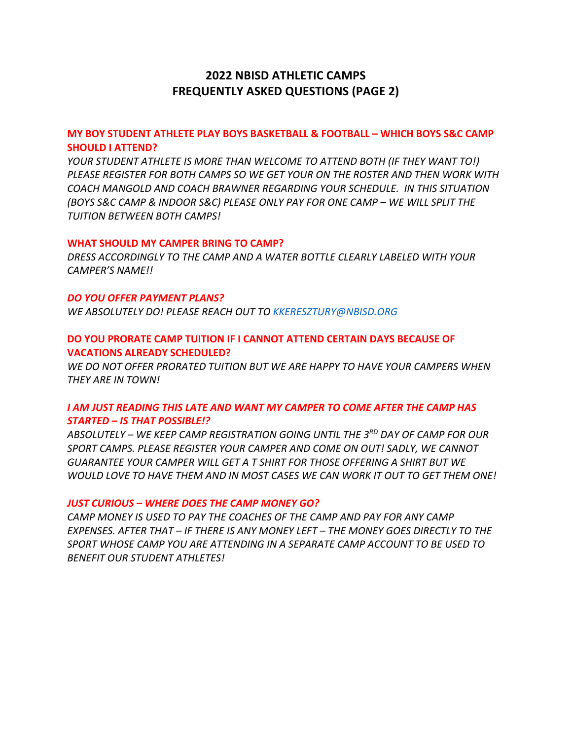# 2022 NBISD ATHLETIC CAMPS
# FREQUENTLY ASKED QUESTIONS (PAGE 2)

**MY BOY STUDENT ATHLETE PLAY BOYS BASKETBALL & FOOTBALL – WHICH BOYS S&C CAMP SHOULD I ATTEND?**

*YOUR STUDENT ATHLETE IS MORE THAN WELCOME TO ATTEND BOTH (IF THEY WANT TO!) PLEASE REGISTER FOR BOTH CAMPS SO WE GET YOUR ON THE ROSTER AND THEN WORK WITH COACH MANGOLD AND COACH BRAWNER REGARDING YOUR SCHEDULE. IN THIS SITUATION (BOYS S&C CAMP & INDOOR S&C) PLEASE ONLY PAY FOR ONE CAMP – WE WILL SPLIT THE TUITION BETWEEN BOTH CAMPS!*

**WHAT SHOULD MY CAMPER BRING TO CAMP?**

*DRESS ACCORDINGLY TO THE CAMP AND A WATER BOTTLE CLEARLY LABELED WITH YOUR CAMPER'S NAME!!*

***DO YOU OFFER PAYMENT PLANS?***

*WE ABSOLUTELY DO! PLEASE REACH OUT TO [KKERESZTURY@NBISD.ORG](mailto:KKERESZTURY@NBISD.ORG)*

**DO YOU PRORATE CAMP TUITION IF I CANNOT ATTEND CERTAIN DAYS BECAUSE OF VACATIONS ALREADY SCHEDULED?**

*WE DO NOT OFFER PRORATED TUITION BUT WE ARE HAPPY TO HAVE YOUR CAMPERS WHEN THEY ARE IN TOWN!*

***I AM JUST READING THIS LATE AND WANT MY CAMPER TO COME AFTER THE CAMP HAS STARTED – IS THAT POSSIBLE!?***

*ABSOLUTELY – WE KEEP CAMP REGISTRATION GOING UNTIL THE 3RD DAY OF CAMP FOR OUR SPORT CAMPS. PLEASE REGISTER YOUR CAMPER AND COME ON OUT! SADLY, WE CANNOT GUARANTEE YOUR CAMPER WILL GET A T SHIRT FOR THOSE OFFERING A SHIRT BUT WE WOULD LOVE TO HAVE THEM AND IN MOST CASES WE CAN WORK IT OUT TO GET THEM ONE!*

***JUST CURIOUS – WHERE DOES THE CAMP MONEY GO?***

*CAMP MONEY IS USED TO PAY THE COACHES OF THE CAMP AND PAY FOR ANY CAMP EXPENSES. AFTER THAT – IF THERE IS ANY MONEY LEFT – THE MONEY GOES DIRECTLY TO THE SPORT WHOSE CAMP YOU ARE ATTENDING IN A SEPARATE CAMP ACCOUNT TO BE USED TO BENEFIT OUR STUDENT ATHLETES!*